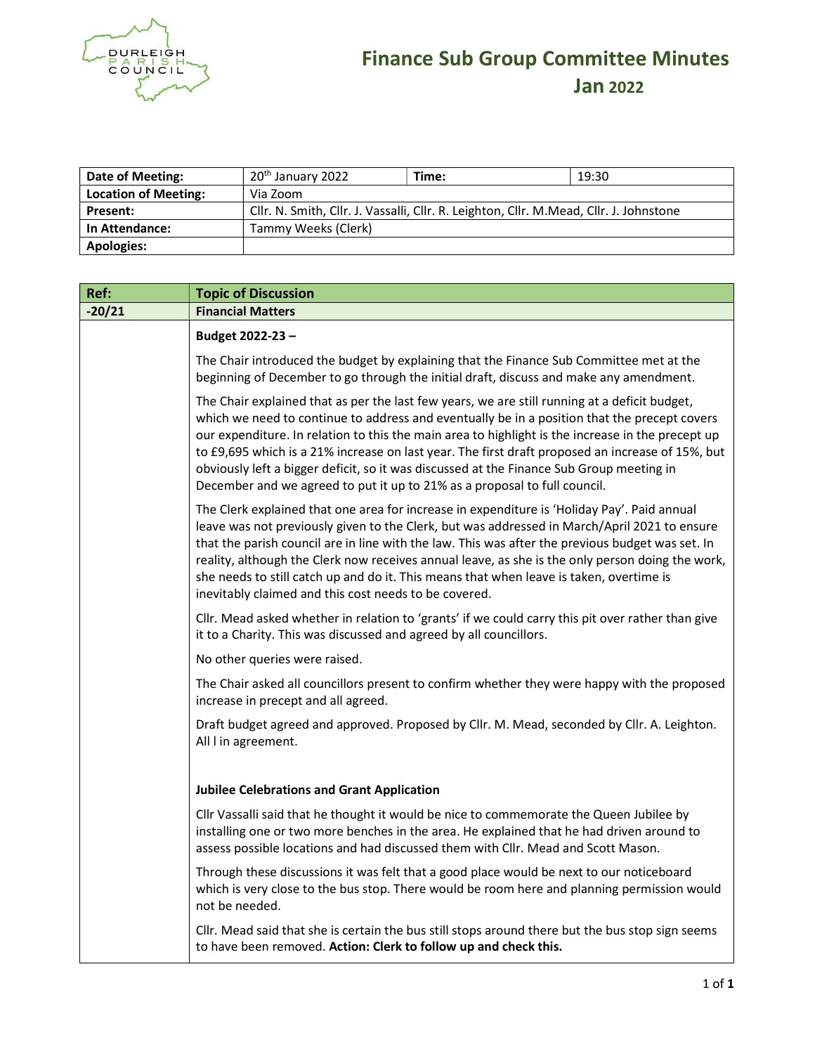# Finance Sub Group Committee Minutes

## Jan 2022

| Date of Meeting: | 20th January 2022 | Time: | 19:30 |
|---|---|---|---|
| Location of Meeting: | Via Zoom | | |
| Present: | Cllr. N. Smith, Cllr. J. Vassalli, Cllr. R. Leighton, Cllr. M.Mead, Cllr. J. Johnstone | | |
| In Attendance: | Tammy Weeks (Clerk) | | |
| Apologies: | | | |

| Ref: | Topic of Discussion |
|---|---|
| -20/21 | **Financial Matters** |
| | **Budget 2022-23 –**<br><br>The Chair introduced the budget by explaining that the Finance Sub Committee met at the beginning of December to go through the initial draft, discuss and make any amendment.<br><br>The Chair explained that as per the last few years, we are still running at a deficit budget, which we need to continue to address and eventually be in a position that the precept covers our expenditure. In relation to this the main area to highlight is the increase in the precept up to £9,695 which is a 21% increase on last year. The first draft proposed an increase of 15%, but obviously left a bigger deficit, so it was discussed at the Finance Sub Group meeting in December and we agreed to put it up to 21% as a proposal to full council.<br><br>The Clerk explained that one area for increase in expenditure is 'Holiday Pay'. Paid annual leave was not previously given to the Clerk, but was addressed in March/April 2021 to ensure that the parish council are in line with the law. This was after the previous budget was set. In reality, although the Clerk now receives annual leave, as she is the only person doing the work, she needs to still catch up and do it. This means that when leave is taken, overtime is inevitably claimed and this cost needs to be covered.<br><br>Cllr. Mead asked whether in relation to 'grants' if we could carry this pit over rather than give it to a Charity. This was discussed and agreed by all councillors.<br><br>No other queries were raised.<br><br>The Chair asked all councillors present to confirm whether they were happy with the proposed increase in precept and all agreed.<br><br>Draft budget agreed and approved. Proposed by Cllr. M. Mead, seconded by Cllr. A. Leighton. All l in agreement.<br><br>**Jubilee Celebrations and Grant Application**<br><br>Cllr Vassalli said that he thought it would be nice to commemorate the Queen Jubilee by installing one or two more benches in the area. He explained that he had driven around to assess possible locations and had discussed them with Cllr. Mead and Scott Mason.<br><br>Through these discussions it was felt that a good place would be next to our noticeboard which is very close to the bus stop. There would be room here and planning permission would not be needed.<br><br>Cllr. Mead said that she is certain the bus still stops around there but the bus stop sign seems to have been removed. **Action: Clerk to follow up and check this.** |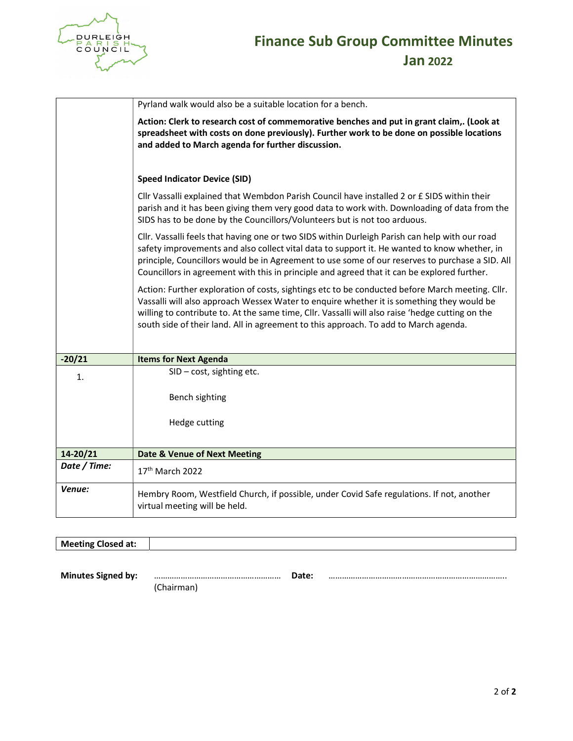# Finance Sub Group Committee Minutes

## Jan 2022

| | |
|---|---|
| | Pyrland walk would also be a suitable location for a bench.<br><br>**Action: Clerk to research cost of commemorative benches and put in grant claim,. (Look at spreadsheet with costs on done previously). Further work to be done on possible locations and added to March agenda for further discussion.**<br><br>**Speed Indicator Device (SID)**<br><br>Cllr Vassalli explained that Wembdon Parish Council have installed 2 or £ SIDS within their parish and it has been giving them very good data to work with. Downloading of data from the SIDS has to be done by the Councillors/Volunteers but is not too arduous.<br><br>Cllr. Vassalli feels that having one or two SIDS within Durleigh Parish can help with our road safety improvements and also collect vital data to support it. He wanted to know whether, in principle, Councillors would be in Agreement to use some of our reserves to purchase a SID. All Councillors in agreement with this in principle and agreed that it can be explored further.<br><br>Action: Further exploration of costs, sightings etc to be conducted before March meeting. Cllr. Vassalli will also approach Wessex Water to enquire whether it is something they would be willing to contribute to. At the same time, Cllr. Vassalli will also raise 'hedge cutting on the south side of their land. All in agreement to this approach. To add to March agenda. |
| **-20/21** | **Items for Next Agenda** |
| 1. | SID – cost, sighting etc.<br><br>Bench sighting<br><br>Hedge cutting |
| **14-20/21** | **Date & Venue of Next Meeting** |
| ***Date / Time:*** | 17th March 2022 |
| ***Venue:*** | Hembry Room, Westfield Church, if possible, under Covid Safe regulations. If not, another virtual meeting will be held. |

| **Meeting Closed at:** | |
|---|---|

**Minutes Signed by:** ……………………………………………… (Chairman) **Date:** ……………………………………………………………………..